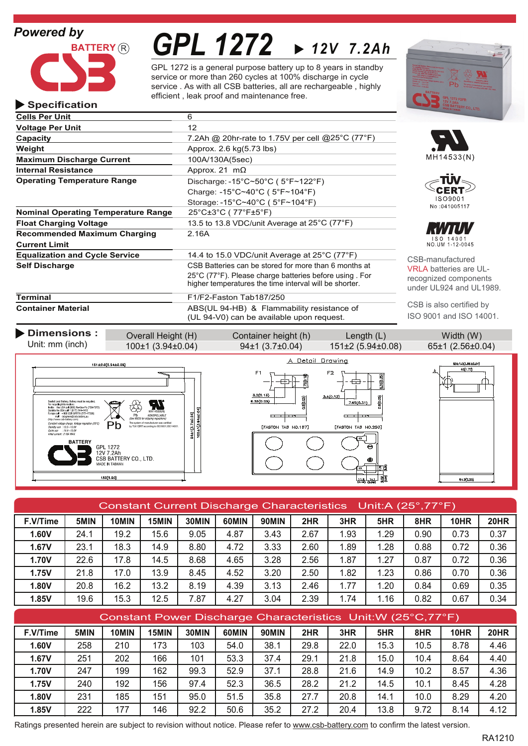Powered by

BATTERY®

CSB

# GPL 1272 ▶ 12V 7.2Ah

GPL 1272 is a general purpose battery up to 8 years in standby service or more than 260 cycles at 100% discharge in cycle service . As with all CSB batteries, all are rechargeable , highly efficient , leak proof and maintenance free.

## ▶ Specification

| | |
|---|---|
| **Cells Per Unit** | 6 |
| **Voltage Per Unit** | 12 |
| **Capacity** | 7.2Ah @ 20hr-rate to 1.75V per cell @25°C (77°F) |
| **Weight** | Approx. 2.6 kg(5.73 lbs) |
| **Maximum Discharge Current** | 100A/130A(5sec) |
| **Internal Resistance** | Approx. 21 mΩ |
| **Operating Temperature Range** | Discharge: -15°C~50°C ( 5°F~122°F)<br>Charge: -15°C~40°C ( 5°F~104°F)<br>Storage: -15°C~40°C ( 5°F~104°F) |
| **Nominal Operating Temperature Range** | 25°C±3°C ( 77°F±5°F) |
| **Float Charging Voltage** | 13.5 to 13.8 VDC/unit Average at 25°C (77°F) |
| **Recommended Maximum Charging Current Limit** | 2.16A |
| **Equalization and Cycle Service** | 14.4 to 15.0 VDC/unit Average at 25°C (77°F) |
| **Self Discharge** | CSB Batteries can be stored for more than 6 months at 25°C (77°F). Please charge batteries before using . For higher temperatures the time interval will be shorter. |
| **Terminal** | F1/F2-Faston Tab187/250 |
| **Container Material** | ABS(UL 94-HB) & Flammability resistance of (UL 94-V0) can be available upon request. |

MH14533(N)

TÜV CERT ISO9001 No :041005117

RWTÜV ISO 14001 NO.UM 1-12-0045

CSB-manufactured VRLA batteries are UL-recognized components under UL924 and UL1989.

CSB is also certified by ISO 9001 and ISO 14001.

## ▶ Dimensions :

Unit: mm (inch)

| Overall Height (H) | Container height (h) | Length (L) | Width (W) |
|---|---|---|---|
| 100±1 (3.94±0.04) | 94±1 (3.7±0.04) | 151±2 (5.94±0.08) | 65±1 (2.56±0.04) |

## Constant Current Discharge Characteristics Unit:A (25°,77°F)

| F.V/Time | 5MIN | 10MIN | 15MIN | 30MIN | 60MIN | 90MIN | 2HR | 3HR | 5HR | 8HR | 10HR | 20HR |
|---|---|---|---|---|---|---|---|---|---|---|---|---|
| 1.60V | 24.1 | 19.2 | 15.6 | 9.05 | 4.87 | 3.43 | 2.67 | 1.93 | 1.29 | 0.90 | 0.73 | 0.37 |
| 1.67V | 23.1 | 18.3 | 14.9 | 8.80 | 4.72 | 3.33 | 2.60 | 1.89 | 1.28 | 0.88 | 0.72 | 0.36 |
| 1.70V | 22.6 | 17.8 | 14.5 | 8.68 | 4.65 | 3.28 | 2.56 | 1.87 | 1.27 | 0.87 | 0.72 | 0.36 |
| 1.75V | 21.8 | 17.0 | 13.9 | 8.45 | 4.52 | 3.20 | 2.50 | 1.82 | 1.23 | 0.86 | 0.70 | 0.36 |
| 1.80V | 20.8 | 16.2 | 13.2 | 8.19 | 4.39 | 3.13 | 2.46 | 1.77 | 1.20 | 0.84 | 0.69 | 0.35 |
| 1.85V | 19.6 | 15.3 | 12.5 | 7.87 | 4.27 | 3.04 | 2.39 | 1.74 | 1.16 | 0.82 | 0.67 | 0.34 |

## Constant Power Discharge Characteristics Unit:W (25°C,77°F)

| F.V/Time | 5MIN | 10MIN | 15MIN | 30MIN | 60MIN | 90MIN | 2HR | 3HR | 5HR | 8HR | 10HR | 20HR |
|---|---|---|---|---|---|---|---|---|---|---|---|---|
| 1.60V | 258 | 210 | 173 | 103 | 54.0 | 38.1 | 29.8 | 22.0 | 15.3 | 10.5 | 8.78 | 4.46 |
| 1.67V | 251 | 202 | 166 | 101 | 53.3 | 37.4 | 29.1 | 21.8 | 15.0 | 10.4 | 8.64 | 4.40 |
| 1.70V | 247 | 199 | 162 | 99.3 | 52.9 | 37.1 | 28.8 | 21.6 | 14.9 | 10.2 | 8.57 | 4.36 |
| 1.75V | 240 | 192 | 156 | 97.4 | 52.3 | 36.5 | 28.2 | 21.2 | 14.5 | 10.1 | 8.45 | 4.28 |
| 1.80V | 231 | 185 | 151 | 95.0 | 51.5 | 35.8 | 27.7 | 20.8 | 14.1 | 10.0 | 8.29 | 4.20 |
| 1.85V | 222 | 177 | 146 | 92.2 | 50.6 | 35.2 | 27.2 | 20.4 | 13.8 | 9.72 | 8.14 | 4.12 |

Ratings presented herein are subject to revision without notice. Please refer to www.csb-battery.com to confirm the latest version.

RA1210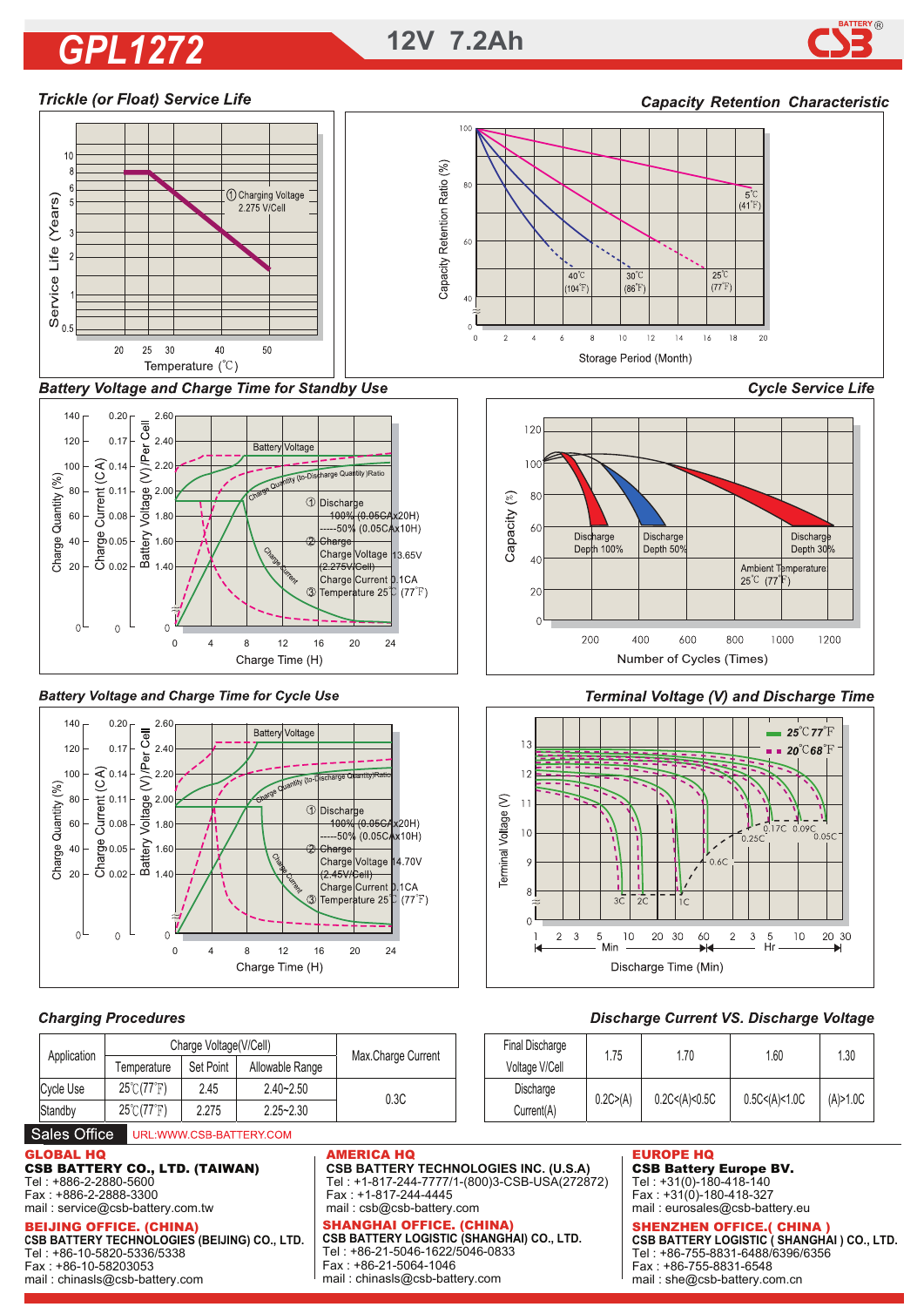# GPL1272

## 12V 7.2Ah

### Trickle (or Float) Service Life

Service Life (Years)

10
8
6
5
3
2
1
0.5

① Charging Voltage
2.275 V/Cell

20 25 30 40 50
Temperature (℃)

### Capacity Retention Characteristic

Capacity Retention Ratio (%)

100
80
60
40
0

5℃ (41℉)
40℃ (104℉)
30℃ (86℉)
25℃ (77℉)

0 2 4 6 8 10 12 14 16 18 20
Storage Period (Month)

### Battery Voltage and Charge Time for Standby Use

Charge Quantity (%): 140 120 100 80 60 40 20 0
Charge Current (CA): 0.20 0.17 0.14 0.11 0.08 0.05 0.02 0
Battery Voltage (V)/Per Cell: 2.60 2.40 2.20 2.00 1.80 1.60 1.40 0

Battery Voltage
Charge Quantity (to-Discharge Quantity) Ratio
Charge Current

① Discharge
100% (0.05CAx20H)
-----50% (0.05CAx10H)
② Charge
Charge Voltage 13.65V
(2.275V/Cell)
Charge Current 0.1CA
③ Temperature 25℃ (77℉)

0 4 8 12 16 20 24
Charge Time (H)

### Cycle Service Life

Capacity (%)

120
100
80
60
40
20
0

Discharge Depth 100%
Discharge Depth 50%
Discharge Depth 30%
Ambient Temperature 25℃ (77℉)

200 400 600 800 1000 1200
Number of Cycles (Times)

### Battery Voltage and Charge Time for Cycle Use

Charge Quantity (%): 140 120 100 80 60 40 20 0
Charge Current (CA): 0.20 0.17 0.14 0.11 0.08 0.05 0.02 0
Battery Voltage (V)/Per Cell: 2.60 2.40 2.20 2.00 1.80 1.60 1.40 0

Battery Voltage
Charge Quantity (to-Discharge Quantity)Ratio
Charge Current

① Discharge
100% (0.05CAx20H)
-----50% (0.05CAx10H)
② Charge
Charge Voltage 14.70V
(2.45V/Cell)
Charge Current 0.1CA
③ Temperature 25℃ (77℉)

0 4 8 12 16 20 24
Charge Time (H)

### Terminal Voltage (V) and Discharge Time

Terminal Voltage (V)

13
12
11
10
9
8
0

25℃ 77℉
20℃ 68℉

3C 2C 1C 0.6C 0.25C 0.17C 0.09C 0.05C

1 2 3 5 10 20 30 60 2 3 5 10 20 30
Min Hr
Discharge Time (Min)

### Charging Procedures

| Application | Charge Voltage(V/Cell) | | | Max.Charge Current |
|---|---|---|---|---|
| | Temperature | Set Point | Allowable Range | |
| Cycle Use | 25℃(77℉) | 2.45 | 2.40~2.50 | 0.3C |
| Standby | 25℃(77℉) | 2.275 | 2.25~2.30 | |

### Discharge Current VS. Discharge Voltage

| Final Discharge Voltage V/Cell | 1.75 | 1.70 | 1.60 | 1.30 |
|---|---|---|---|---|
| Discharge Current(A) | 0.2C>(A) | 0.2C<(A)<0.5C | 0.5C<(A)<1.0C | (A)>1.0C |

**Sales Office** URL:WWW.CSB-BATTERY.COM

**GLOBAL HQ**
**CSB BATTERY CO., LTD. (TAIWAN)**
Tel : +886-2-2880-5600
Fax : +886-2-2888-3300
mail : service@csb-battery.com.tw

**AMERICA HQ**
**CSB BATTERY TECHNOLOGIES INC. (U.S.A)**
Tel : +1-817-244-7777/1-(800)3-CSB-USA(272872)
Fax : +1-817-244-4445
mail : csb@csb-battery.com

**EUROPE HQ**
**CSB Battery Europe BV.**
Tel : +31(0)-180-418-140
Fax : +31(0)-180-418-327
mail : eurosales@csb-battery.eu

**BEIJING OFFICE. (CHINA)**
**CSB BATTERY TECHNOLOGIES (BEIJING) CO., LTD.**
Tel : +86-10-5820-5336/5338
Fax : +86-10-58203053
mail : chinasls@csb-battery.com

**SHANGHAI OFFICE. (CHINA)**
**CSB BATTERY LOGISTIC (SHANGHAI) CO., LTD.**
Tel : +86-21-5046-1622/5046-0833
Fax : +86-21-5064-1046
mail : chinasls@csb-battery.com

**SHENZHEN OFFICE.( CHINA )**
**CSB BATTERY LOGISTIC ( SHANGHAI ) CO., LTD.**
Tel : +86-755-8831-6488/6396/6356
Fax : +86-755-8831-6548
mail : she@csb-battery.com.cn